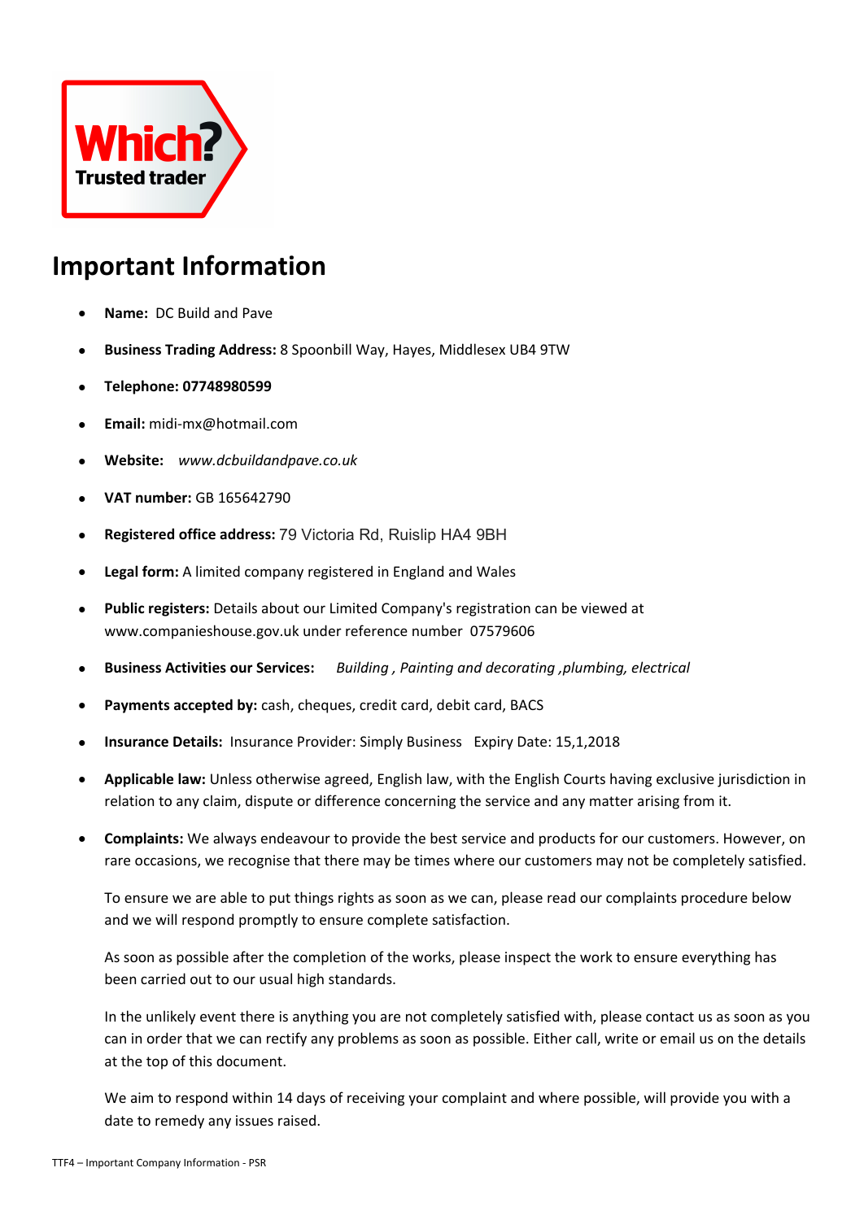Which? Trusted trader

# Important Information

- **Name:** DC Build and Pave
- **Business Trading Address:** 8 Spoonbill Way, Hayes, Middlesex UB4 9TW
- **Telephone: 07748980599**
- **Email:** midi-mx@hotmail.com
- **Website:** *www.dcbuildandpave.co.uk*
- **VAT number:** GB 165642790
- **Registered office address:** 79 Victoria Rd, Ruislip HA4 9BH
- **Legal form:** A limited company registered in England and Wales
- **Public registers:** Details about our Limited Company's registration can be viewed at www.companieshouse.gov.uk under reference number 07579606
- **Business Activities our Services:** *Building , Painting and decorating ,plumbing, electrical*
- **Payments accepted by:** cash, cheques, credit card, debit card, BACS
- **Insurance Details:** Insurance Provider: Simply Business Expiry Date: 15,1,2018
- **Applicable law:** Unless otherwise agreed, English law, with the English Courts having exclusive jurisdiction in relation to any claim, dispute or difference concerning the service and any matter arising from it.
- **Complaints:** We always endeavour to provide the best service and products for our customers. However, on rare occasions, we recognise that there may be times where our customers may not be completely satisfied.

  To ensure we are able to put things rights as soon as we can, please read our complaints procedure below and we will respond promptly to ensure complete satisfaction.

  As soon as possible after the completion of the works, please inspect the work to ensure everything has been carried out to our usual high standards.

  In the unlikely event there is anything you are not completely satisfied with, please contact us as soon as you can in order that we can rectify any problems as soon as possible. Either call, write or email us on the details at the top of this document.

  We aim to respond within 14 days of receiving your complaint and where possible, will provide you with a date to remedy any issues raised.

TTF4 – Important Company Information - PSR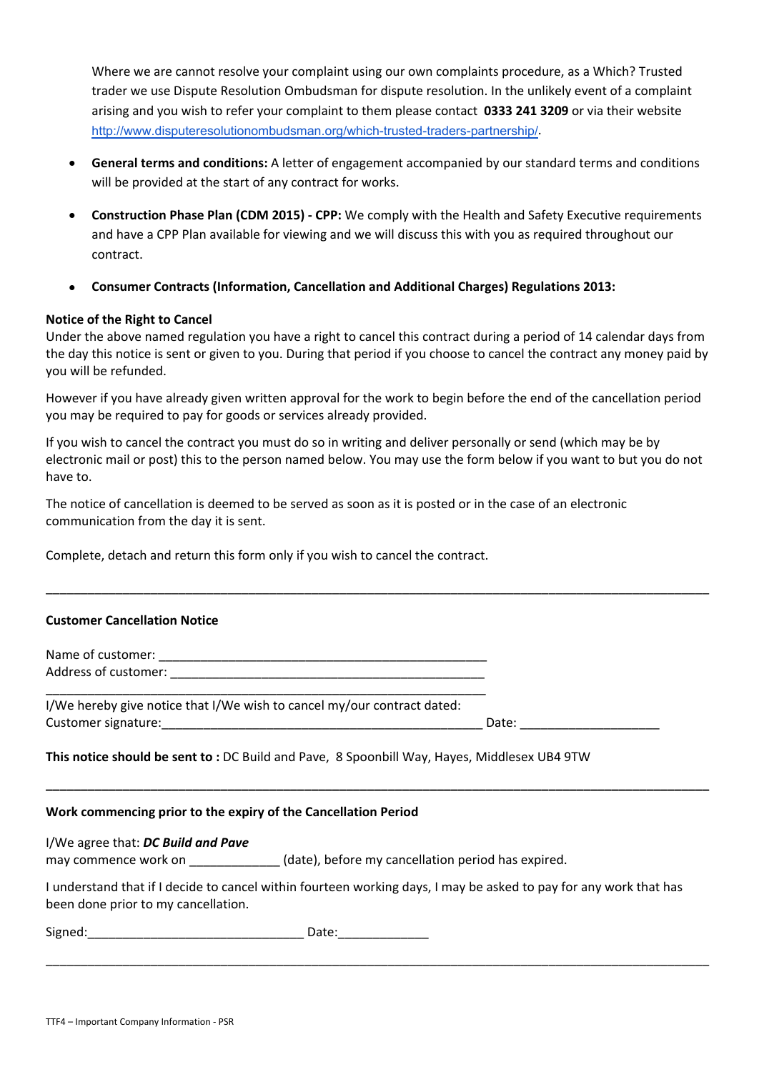Where we are cannot resolve your complaint using our own complaints procedure, as a Which? Trusted trader we use Dispute Resolution Ombudsman for dispute resolution. In the unlikely event of a complaint arising and you wish to refer your complaint to them please contact **0333 241 3209** or via their website http://www.disputeresolutionombudsman.org/which-trusted-traders-partnership/.

- **General terms and conditions:** A letter of engagement accompanied by our standard terms and conditions will be provided at the start of any contract for works.
- **Construction Phase Plan (CDM 2015) - CPP:** We comply with the Health and Safety Executive requirements and have a CPP Plan available for viewing and we will discuss this with you as required throughout our contract.
- **Consumer Contracts (Information, Cancellation and Additional Charges) Regulations 2013:**

**Notice of the Right to Cancel**

Under the above named regulation you have a right to cancel this contract during a period of 14 calendar days from the day this notice is sent or given to you. During that period if you choose to cancel the contract any money paid by you will be refunded.

However if you have already given written approval for the work to begin before the end of the cancellation period you may be required to pay for goods or services already provided.

If you wish to cancel the contract you must do so in writing and deliver personally or send (which may be by electronic mail or post) this to the person named below. You may use the form below if you want to but you do not have to.

The notice of cancellation is deemed to be served as soon as it is posted or in the case of an electronic communication from the day it is sent.

Complete, detach and return this form only if you wish to cancel the contract.

---

**Customer Cancellation Notice**

Name of customer: _______________________________________________

Address of customer: _____________________________________________

_________________________________________________________________

I/We hereby give notice that I/We wish to cancel my/our contract dated:

Customer signature:_____________________________________________ Date: ___________________

**This notice should be sent to :** DC Build and Pave, 8 Spoonbill Way, Hayes, Middlesex UB4 9TW

---

**Work commencing prior to the expiry of the Cancellation Period**

I/We agree that: ***DC Build and Pave***
may commence work on ____________ (date), before my cancellation period has expired.

I understand that if I decide to cancel within fourteen working days, I may be asked to pay for any work that has been done prior to my cancellation.

Signed:______________________________ Date:_____________

---

TTF4 – Important Company Information - PSR